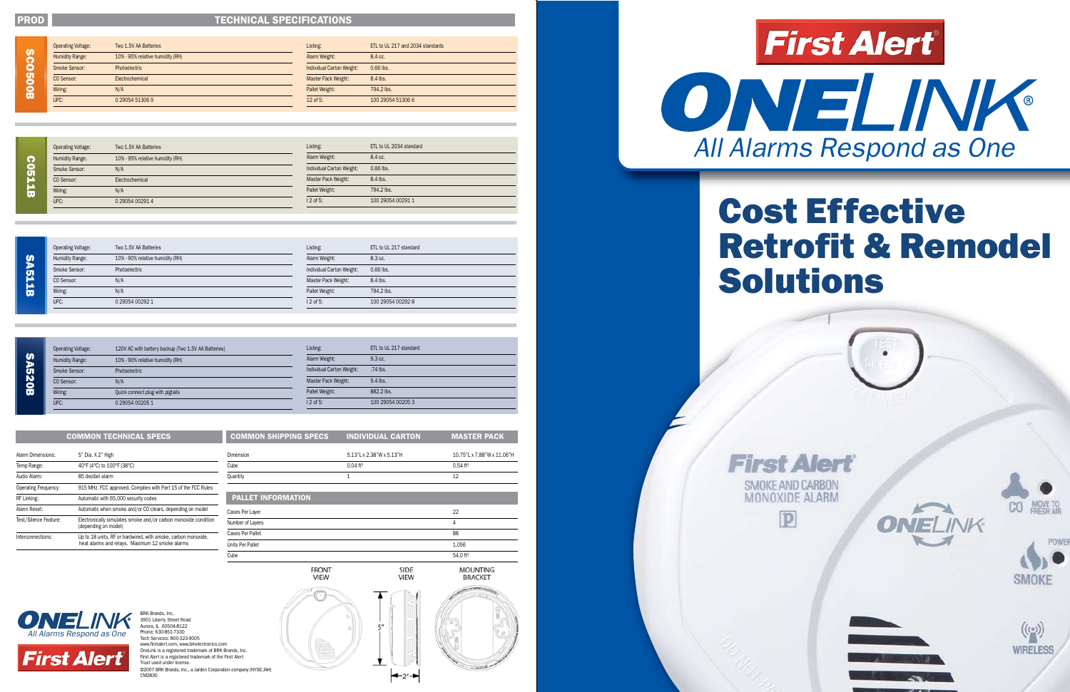# PRODUCT TECHNICAL SPECIFICATIONS

## SCO500B

| | | | |
|---|---|---|---|
| Operating Voltage: | Two 1.5V AA Batteries | Listing: | ETL to UL 217 and 2034 standards |
| Humidity Range: | 10% - 95% relative humidity (RH) | Alarm Weight: | 8.4 oz. |
| Smoke Sensor: | Photoelectric | Individual Carton Weight: | 0.66 lbs. |
| CO Sensor: | Electrochemical | Master Pack Weight: | 8.4 lbs. |
| Wiring: | N/A | Pallet Weight: | 794.2 lbs. |
| UPC: | 0 29054 51306 9 | 12 of 5: | 100 29054 51306 6 |

## CO511B

| | | | |
|---|---|---|---|
| Operating Voltage: | Two 1.5V AA Batteries | Listing: | ETL to UL 2034 standard |
| Humidity Range: | 10% - 95% relative humidity (RH) | Alarm Weight: | 8.4 oz. |
| Smoke Sensor: | N/A | Individual Carton Weight: | 0.66 lbs. |
| CO Sensor: | Electrochemical | Master Pack Weight: | 8.4 lbs. |
| Wiring: | N/A | Pallet Weight: | 794.2 lbs. |
| UPC: | 0 29054 00291 4 | I 2 of 5: | 100 29054 00291 1 |

## SA511B

| | | | |
|---|---|---|---|
| Operating Voltage: | Two 1.5V AA Batteries | Listing: | ETL to UL 217 standard |
| Humidity Range: | 10% - 90% relative humidity (RH) | Alarm Weight: | 8.3 oz. |
| Smoke Sensor: | Photoelectric | Individual Carton Weight: | 0.66 lbs. |
| CO Sensor: | N/A | Master Pack Weight: | 8.4 lbs. |
| Wiring: | N/A | Pallet Weight: | 794.2 lbs. |
| UPC: | 0 29054 00292 1 | I 2 of 5: | 100 29054 00292 8 |

## SA520B

| | | | |
|---|---|---|---|
| Operating Voltage: | 120V AC with battery backup (Two 1.5V AA Batteries) | Listing: | ETL to UL 217 standard |
| Humidity Range: | 10% - 90% relative humidity (RH) | Alarm Weight: | 9.3 oz. |
| Smoke Sensor: | Photoelectric | Individual Carton Weight: | .74 lbs. |
| CO Sensor: | N/A | Master Pack Weight: | 9.4 lbs. |
| Wiring: | Quick connect plug with pigtails | Pallet Weight: | 882.2 lbs. |
| UPC: | 0 29054 00205 1 | I 2 of 5: | 100 29054 00205 3 |

## COMMON TECHNICAL SPECS

| | |
|---|---|
| Alarm Dimensions: | 5" Dia. X 2" High |
| Temp Range: | 40°F (4°C) to 100°F (38°C) |
| Audio Alarm: | 85 decibel alarm |
| Operating Frequency: | 915 MHz. FCC approved. Complies with Part 15 of the FCC Rules |
| RF Linking: | Automatic with 65,000 security codes |
| Alarm Reset: | Automatic when smoke and/or CO clears, depending on model |
| Test/Silence Feature: | Electronically simulates smoke and/or carbon monoxide condition (depending on model) |
| Interconnections: | Up to 18 units, RF or hardwired, with smoke, carbon monoxide, heat alarms and relays. Maximum 12 smoke alarms |

## COMMON SHIPPING SPECS

| | INDIVIDUAL CARTON | MASTER PACK |
|---|---|---|
| Dimension | 5.13"L x 2.38"W x 5.13"H | 10.75"L x 7.88"W x 11.06"H |
| Cube | 0.04 ft³ | 0.54 ft³ |
| Quantity | 1 | 12 |

## PALLET INFORMATION

| | |
|---|---|
| Cases Per Layer | 22 |
| Number of Layers | 4 |
| Cases Per Pallet | 88 |
| Units Per Pallet | 1,056 |
| Cube | 54.0 ft³ |

FRONT VIEW — SIDE VIEW — MOUNTING BRACKET

5" — 2"

ONELINK — All Alarms Respond as One

First Alert

BRK Brands, Inc.
3901 Liberty Street Road
Aurora, IL 60504-8122
Phone: 630-851-7330
Tech Services: 800-323-9005
www.firstalert.com, www.brkelectronics.com
OneLink is a registered trademark of BRK Brands, Inc.
First Alert is a registered trademark of the First Alert Trust used under license.
©2007 BRK Brands, Inc., a Jarden Corporation company (NYSE:JAH)
CM2830

# First Alert® ONELINK®

*All Alarms Respond as One*

# Cost Effective Retrofit & Remodel Solutions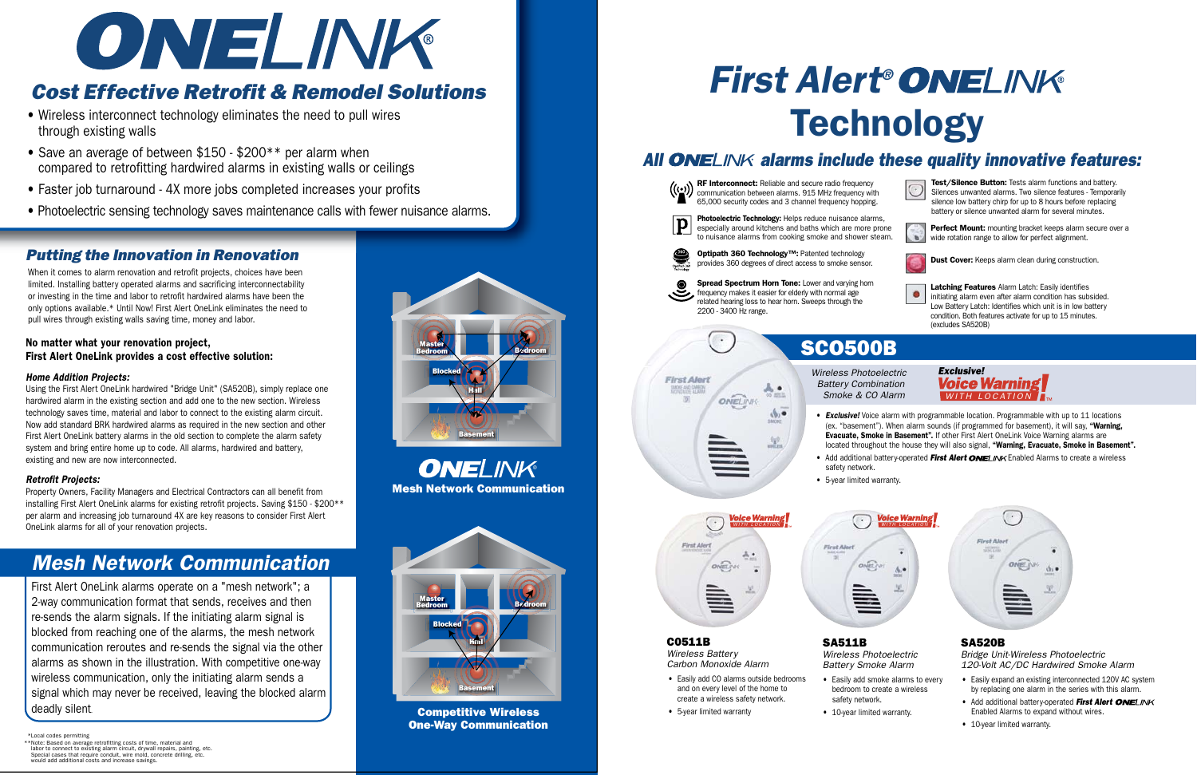# ONELINK®

## Cost Effective Retrofit & Remodel Solutions

- Wireless interconnect technology eliminates the need to pull wires through existing walls
- Save an average of between $150 - $200** per alarm when compared to retrofitting hardwired alarms in existing walls or ceilings
- Faster job turnaround - 4X more jobs completed increases your profits
- Photoelectric sensing technology saves maintenance calls with fewer nuisance alarms.

### Putting the Innovation in Renovation

When it comes to alarm renovation and retrofit projects, choices have been limited. Installing battery operated alarms and sacrificing interconnectability or investing in the time and labor to retrofit hardwired alarms have been the only options available.* Until Now! First Alert OneLink eliminates the need to pull wires through existing walls saving time, money and labor.

**No matter what your renovation project, First Alert OneLink provides a cost effective solution:**

#### Home Addition Projects:

Using the First Alert OneLink hardwired "Bridge Unit" (SA520B), simply replace one hardwired alarm in the existing section and add one to the new section. Wireless technology saves time, material and labor to connect to the existing alarm circuit. Now add standard BRK hardwired alarms as required in the new section and other First Alert OneLink battery alarms in the old section to complete the alarm safety system and bring entire home up to code. All alarms, hardwired and battery, existing and new are now interconnected.

#### Retrofit Projects:

Property Owners, Facility Managers and Electrical Contractors can all benefit from installing First Alert OneLink alarms for existing retrofit projects. Saving $150 - $200** per alarm and increasing job turnaround 4X are key reasons to consider First Alert OneLink alarms for all of your renovation projects.

## Mesh Network Communication

First Alert OneLink alarms operate on a "mesh network"; a 2-way communication format that sends, receives and then re-sends the alarm signals. If the initiating alarm signal is blocked from reaching one of the alarms, the mesh network communication reroutes and re-sends the signal via the other alarms as shown in the illustration. With competitive one-way wireless communication, only the initiating alarm sends a signal which may never be received, leaving the blocked alarm deadly silent.

Master Bedroom
Bedroom
Blocked
Hall
Basement

**ONELINK Mesh Network Communication**

Master Bedroom
Bedroom
Blocked
Hall
Basement

**Competitive Wireless One-Way Communication**

*Local codes permitting
**Note: Based on average retrofitting costs of time, material and labor to connect to existing alarm circuit, drywall repairs, painting, etc. Special cases that require conduit, wire mold, concrete drilling, etc. would add additional costs and increase savings.

# First Alert® ONELINK® Technology

## All ONELINK alarms include these quality innovative features:

**RF Interconnect:** Reliable and secure radio frequency communication between alarms. 915 MHz frequency with 65,000 security codes and 3 channel frequency hopping.

**Photoelectric Technology:** Helps reduce nuisance alarms, especially around kitchens and baths which are more prone to nuisance alarms from cooking smoke and shower steam.

**Optipath 360 Technology™:** Patented technology provides 360 degrees of direct access to smoke sensor.

**Spread Spectrum Horn Tone:** Lower and varying horn frequency makes it easier for elderly with normal age related hearing loss to hear horn. Sweeps through the 2200 - 3400 Hz range.

**Test/Silence Button:** Tests alarm functions and battery. Silences unwanted alarms. Two silence features - Temporarily silence low battery chirp for up to 8 hours before replacing battery or silence unwanted alarm for several minutes.

**Perfect Mount:** mounting bracket keeps alarm secure over a wide rotation range to allow for perfect alignment.

**Dust Cover:** Keeps alarm clean during construction.

**Latching Features** Alarm Latch: Easily identifies initiating alarm even after alarm condition has subsided. Low Battery Latch: Identifies which unit is in low battery condition. Both features activate for up to 15 minutes. (excludes SA520B)

## SCO500B

*Wireless Photoelectric Battery Combination Smoke & CO Alarm*

**Exclusive! Voice Warning! WITH LOCATION™**

- ***Exclusive!*** Voice alarm with programmable location. Programmable with up to 11 locations (ex. "basement"). When alarm sounds (if programmed for basement), it will say, **"Warning, Evacuate, Smoke in Basement".** If other First Alert OneLink Voice Warning alarms are located throughout the house they will also signal, **"Warning, Evacuate, Smoke in Basement".**
- Add additional battery-operated ***First Alert ONELINK*** Enabled Alarms to create a wireless safety network.
- 5-year limited warranty.

## CO511B

*Wireless Battery Carbon Monoxide Alarm*

- Easily add CO alarms outside bedrooms and on every level of the home to create a wireless safety network.
- 5-year limited warranty

## SA511B

*Wireless Photoelectric Battery Smoke Alarm*

- Easily add smoke alarms to every bedroom to create a wireless safety network.
- 10-year limited warranty.

## SA520B

*Bridge Unit-Wireless Photoelectric 120-Volt AC/DC Hardwired Smoke Alarm*

- Easily expand an existing interconnected 120V AC system by replacing one alarm in the series with this alarm.
- Add additional battery-operated ***First Alert ONELINK*** Enabled Alarms to expand without wires.
- 10-year limited warranty.